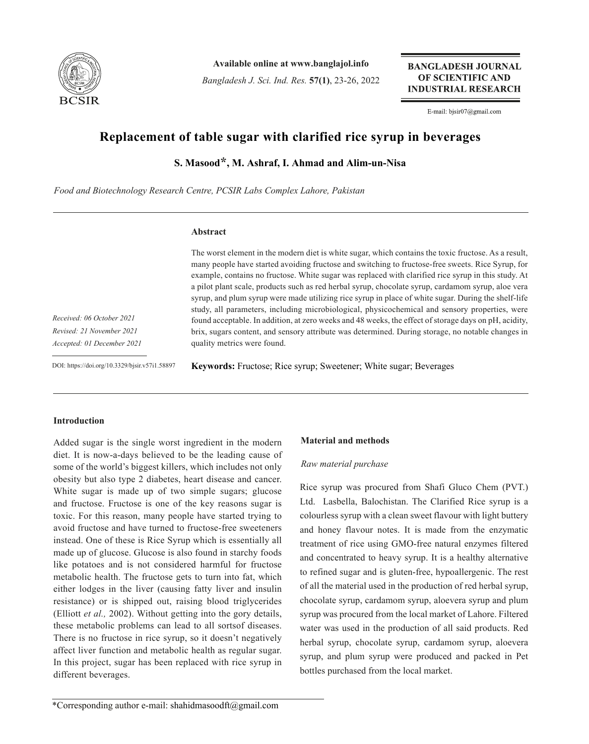# Replacement of table sugar with clarified rice syrup in beverages

**S. Masood\*, M. Ashraf, I. Ahmad and Alim-un-Nisa**

*Food and Biotechnology Research Centre, PCSIR Labs Complex Lahore, Pakistan*

*Received: 06 October 2021*
*Revised: 21 November 2021*
*Accepted: 01 December 2021*

DOI: https://doi.org/10.3329/bjsir.v57i1.58897

## Abstract

The worst element in the modern diet is white sugar, which contains the toxic fructose. As a result, many people have started avoiding fructose and switching to fructose-free sweets. Rice Syrup, for example, contains no fructose. White sugar was replaced with clarified rice syrup in this study. At a pilot plant scale, products such as red herbal syrup, chocolate syrup, cardamom syrup, aloe vera syrup, and plum syrup were made utilizing rice syrup in place of white sugar. During the shelf-life study, all parameters, including microbiological, physicochemical and sensory properties, were found acceptable. In addition, at zero weeks and 48 weeks, the effect of storage days on pH, acidity, brix, sugars content, and sensory attribute was determined. During storage, no notable changes in quality metrics were found.

**Keywords:** Fructose; Rice syrup; Sweetener; White sugar; Beverages

## Introduction

Added sugar is the single worst ingredient in the modern diet. It is now-a-days believed to be the leading cause of some of the world's biggest killers, which includes not only obesity but also type 2 diabetes, heart disease and cancer. White sugar is made up of two simple sugars; glucose and fructose. Fructose is one of the key reasons sugar is toxic. For this reason, many people have started trying to avoid fructose and have turned to fructose-free sweeteners instead. One of these is Rice Syrup which is essentially all made up of glucose. Glucose is also found in starchy foods like potatoes and is not considered harmful for fructose metabolic health. The fructose gets to turn into fat, which either lodges in the liver (causing fatty liver and insulin resistance) or is shipped out, raising blood triglycerides (Elliott *et al.,* 2002). Without getting into the gory details, these metabolic problems can lead to all sortsof diseases. There is no fructose in rice syrup, so it doesn't negatively affect liver function and metabolic health as regular sugar. In this project, sugar has been replaced with rice syrup in different beverages.

## Material and methods

### *Raw material purchase*

Rice syrup was procured from Shafi Gluco Chem (PVT.) Ltd. Lasbella, Balochistan. The Clarified Rice syrup is a colourless syrup with a clean sweet flavour with light buttery and honey flavour notes. It is made from the enzymatic treatment of rice using GMO-free natural enzymes filtered and concentrated to heavy syrup. It is a healthy alternative to refined sugar and is gluten-free, hypoallergenic. The rest of all the material used in the production of red herbal syrup, chocolate syrup, cardamom syrup, aloevera syrup and plum syrup was procured from the local market of Lahore. Filtered water was used in the production of all said products. Red herbal syrup, chocolate syrup, cardamom syrup, aloevera syrup, and plum syrup were produced and packed in Pet bottles purchased from the local market.

\*Corresponding author e-mail: shahidmasoodft@gmail.com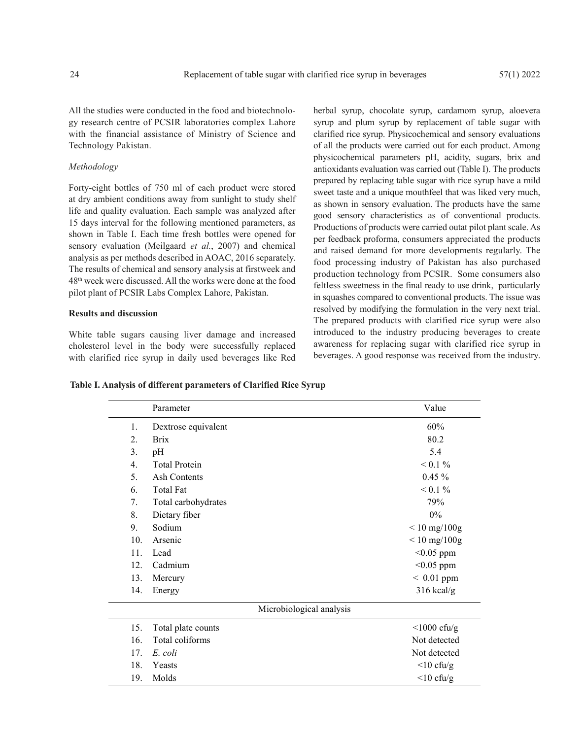All the studies were conducted in the food and biotechnology research centre of PCSIR laboratories complex Lahore with the financial assistance of Ministry of Science and Technology Pakistan.

*Methodology*

Forty-eight bottles of 750 ml of each product were stored at dry ambient conditions away from sunlight to study shelf life and quality evaluation. Each sample was analyzed after 15 days interval for the following mentioned parameters, as shown in Table I. Each time fresh bottles were opened for sensory evaluation (Meilgaard *et al.*, 2007) and chemical analysis as per methods described in AOAC, 2016 separately. The results of chemical and sensory analysis at firstweek and 48th week were discussed. All the works were done at the food pilot plant of PCSIR Labs Complex Lahore, Pakistan.

**Results and discussion**

White table sugars causing liver damage and increased cholesterol level in the body were successfully replaced with clarified rice syrup in daily used beverages like Red herbal syrup, chocolate syrup, cardamom syrup, aloevera syrup and plum syrup by replacement of table sugar with clarified rice syrup. Physicochemical and sensory evaluations of all the products were carried out for each product. Among physicochemical parameters pH, acidity, sugars, brix and antioxidants evaluation was carried out (Table I). The products prepared by replacing table sugar with rice syrup have a mild sweet taste and a unique mouthfeel that was liked very much, as shown in sensory evaluation. The products have the same good sensory characteristics as of conventional products. Productions of products were carried outat pilot plant scale. As per feedback proforma, consumers appreciated the products and raised demand for more developments regularly. The food processing industry of Pakistan has also purchased production technology from PCSIR. Some consumers also feltless sweetness in the final ready to use drink, particularly in squashes compared to conventional products. The issue was resolved by modifying the formulation in the very next trial. The prepared products with clarified rice syrup were also introduced to the industry producing beverages to create awareness for replacing sugar with clarified rice syrup in beverages. A good response was received from the industry.

**Table I. Analysis of different parameters of Clarified Rice Syrup**

| | Parameter | Value |
|---|---|---|
| 1. | Dextrose equivalent | 60% |
| 2. | Brix | 80.2 |
| 3. | pH | 5.4 |
| 4. | Total Protein | < 0.1 % |
| 5. | Ash Contents | 0.45 % |
| 6. | Total Fat | < 0.1 % |
| 7. | Total carbohydrates | 79% |
| 8. | Dietary fiber | 0% |
| 9. | Sodium | < 10 mg/100g |
| 10. | Arsenic | < 10 mg/100g |
| 11. | Lead | <0.05 ppm |
| 12. | Cadmium | <0.05 ppm |
| 13. | Mercury | < 0.01 ppm |
| 14. | Energy | 316 kcal/g |
| | **Microbiological analysis** | |
| 15. | Total plate counts | <1000 cfu/g |
| 16. | Total coliforms | Not detected |
| 17. | *E. coli* | Not detected |
| 18. | Yeasts | <10 cfu/g |
| 19. | Molds | <10 cfu/g |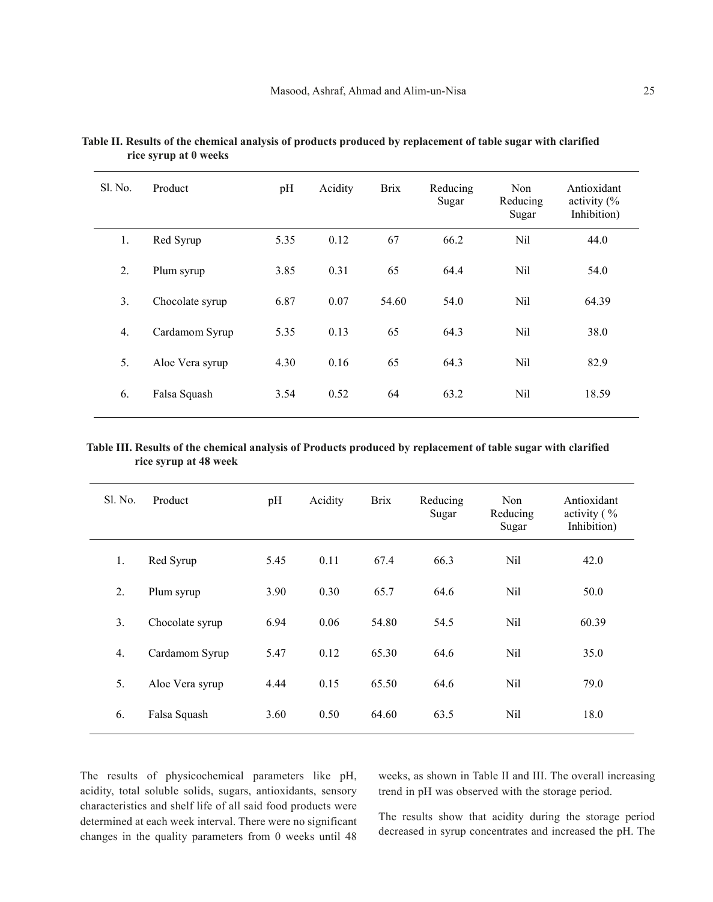**Table II. Results of the chemical analysis of products produced by replacement of table sugar with clarified rice syrup at 0 weeks**

| Sl. No. | Product | pH | Acidity | Brix | Reducing Sugar | Non Reducing Sugar | Antioxidant activity (% Inhibition) |
|---|---|---|---|---|---|---|---|
| 1. | Red Syrup | 5.35 | 0.12 | 67 | 66.2 | Nil | 44.0 |
| 2. | Plum syrup | 3.85 | 0.31 | 65 | 64.4 | Nil | 54.0 |
| 3. | Chocolate syrup | 6.87 | 0.07 | 54.60 | 54.0 | Nil | 64.39 |
| 4. | Cardamom Syrup | 5.35 | 0.13 | 65 | 64.3 | Nil | 38.0 |
| 5. | Aloe Vera syrup | 4.30 | 0.16 | 65 | 64.3 | Nil | 82.9 |
| 6. | Falsa Squash | 3.54 | 0.52 | 64 | 63.2 | Nil | 18.59 |

**Table III. Results of the chemical analysis of Products produced by replacement of table sugar with clarified rice syrup at 48 week**

| Sl. No. | Product | pH | Acidity | Brix | Reducing Sugar | Non Reducing Sugar | Antioxidant activity ( % Inhibition) |
|---|---|---|---|---|---|---|---|
| 1. | Red Syrup | 5.45 | 0.11 | 67.4 | 66.3 | Nil | 42.0 |
| 2. | Plum syrup | 3.90 | 0.30 | 65.7 | 64.6 | Nil | 50.0 |
| 3. | Chocolate syrup | 6.94 | 0.06 | 54.80 | 54.5 | Nil | 60.39 |
| 4. | Cardamom Syrup | 5.47 | 0.12 | 65.30 | 64.6 | Nil | 35.0 |
| 5. | Aloe Vera syrup | 4.44 | 0.15 | 65.50 | 64.6 | Nil | 79.0 |
| 6. | Falsa Squash | 3.60 | 0.50 | 64.60 | 63.5 | Nil | 18.0 |

The results of physicochemical parameters like pH, acidity, total soluble solids, sugars, antioxidants, sensory characteristics and shelf life of all said food products were determined at each week interval. There were no significant changes in the quality parameters from 0 weeks until 48 weeks, as shown in Table II and III. The overall increasing trend in pH was observed with the storage period.

The results show that acidity during the storage period decreased in syrup concentrates and increased the pH. The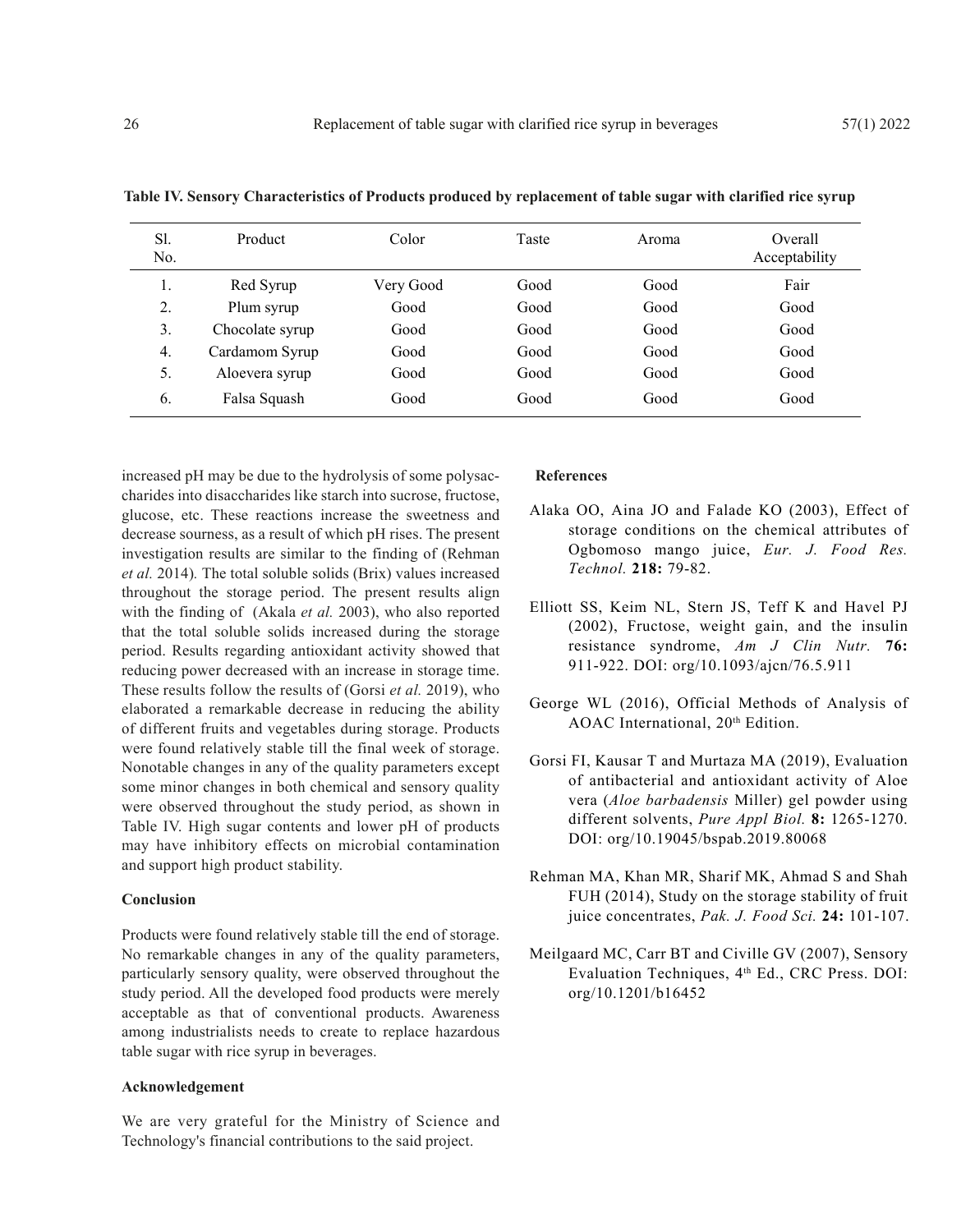**Table IV. Sensory Characteristics of Products produced by replacement of table sugar with clarified rice syrup**

| Sl. No. | Product | Color | Taste | Aroma | Overall Acceptability |
|---|---|---|---|---|---|
| 1. | Red Syrup | Very Good | Good | Good | Fair |
| 2. | Plum syrup | Good | Good | Good | Good |
| 3. | Chocolate syrup | Good | Good | Good | Good |
| 4. | Cardamom Syrup | Good | Good | Good | Good |
| 5. | Aloevera syrup | Good | Good | Good | Good |
| 6. | Falsa Squash | Good | Good | Good | Good |

increased pH may be due to the hydrolysis of some polysaccharides into disaccharides like starch into sucrose, fructose, glucose, etc. These reactions increase the sweetness and decrease sourness, as a result of which pH rises. The present investigation results are similar to the finding of (Rehman *et al.* 2014)*.* The total soluble solids (Brix) values increased throughout the storage period. The present results align with the finding of (Akala *et al.* 2003), who also reported that the total soluble solids increased during the storage period. Results regarding antioxidant activity showed that reducing power decreased with an increase in storage time. These results follow the results of (Gorsi *et al.* 2019), who elaborated a remarkable decrease in reducing the ability of different fruits and vegetables during storage. Products were found relatively stable till the final week of storage. Nonotable changes in any of the quality parameters except some minor changes in both chemical and sensory quality were observed throughout the study period, as shown in Table IV. High sugar contents and lower pH of products may have inhibitory effects on microbial contamination and support high product stability.

**Conclusion**

Products were found relatively stable till the end of storage. No remarkable changes in any of the quality parameters, particularly sensory quality, were observed throughout the study period. All the developed food products were merely acceptable as that of conventional products. Awareness among industrialists needs to create to replace hazardous table sugar with rice syrup in beverages.

**Acknowledgement**

We are very grateful for the Ministry of Science and Technology's financial contributions to the said project.

**References**

Alaka OO, Aina JO and Falade KO (2003), Effect of storage conditions on the chemical attributes of Ogbomoso mango juice, *Eur. J. Food Res. Technol.* **218:** 79-82.

Elliott SS, Keim NL, Stern JS, Teff K and Havel PJ (2002), Fructose, weight gain, and the insulin resistance syndrome, *Am J Clin Nutr.* **76:** 911-922. DOI: org/10.1093/ajcn/76.5.911

George WL (2016), Official Methods of Analysis of AOAC International, 20th Edition.

Gorsi FI, Kausar T and Murtaza MA (2019), Evaluation of antibacterial and antioxidant activity of Aloe vera (*Aloe barbadensis* Miller) gel powder using different solvents, *Pure Appl Biol.* **8:** 1265-1270. DOI: org/10.19045/bspab.2019.80068

Rehman MA, Khan MR, Sharif MK, Ahmad S and Shah FUH (2014), Study on the storage stability of fruit juice concentrates, *Pak. J. Food Sci.* **24:** 101-107.

Meilgaard MC, Carr BT and Civille GV (2007), Sensory Evaluation Techniques, 4th Ed., CRC Press. DOI: org/10.1201/b16452